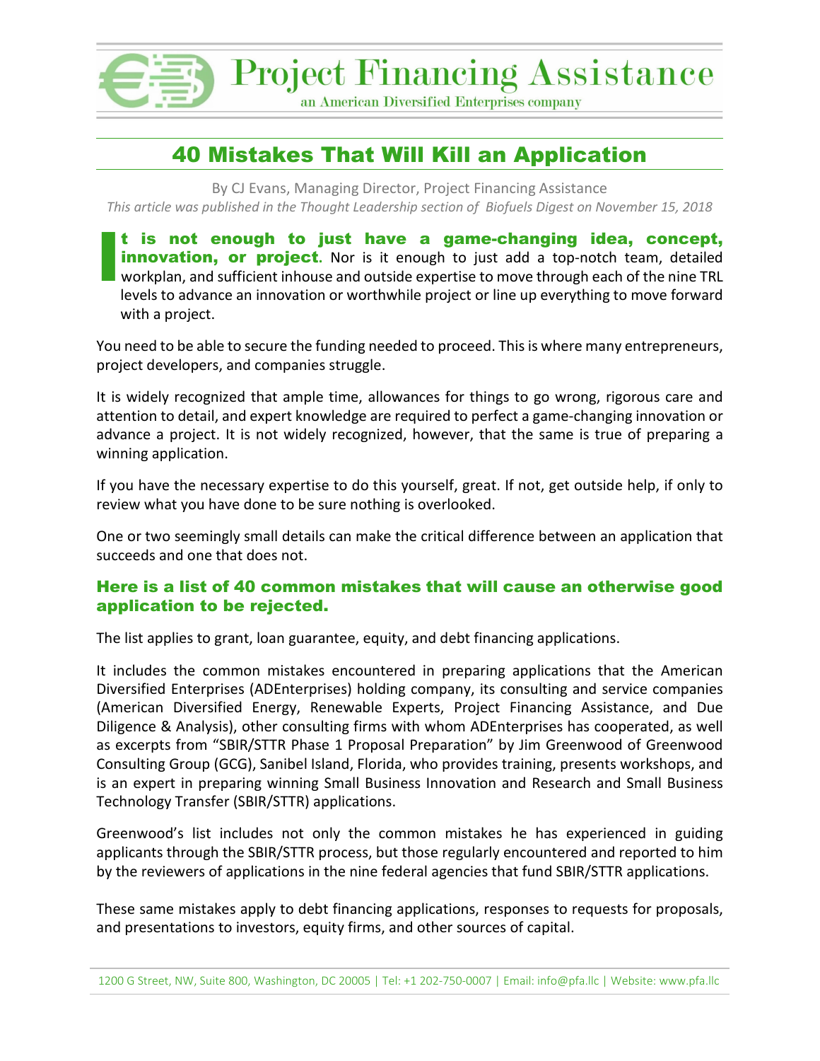# Project Financing Assistance

an American Diversified Enterprises company

## 40 Mistakes That Will Kill an Application

By CJ Evans, Managing Director, Project Financing Assistance

*This article was published in the Thought Leadership section of Biofuels Digest on November 15, 2018*

**It is not enough to just have a game-changing idea, concept, innovation, or project.** Nor is it enough to just add a top-notch team, detailed workplan, and sufficient inhouse and outside expertise to move through each of the nine TRL levels to advance an innovation or worthwhile project or line up everything to move forward with a project.

You need to be able to secure the funding needed to proceed. This is where many entrepreneurs, project developers, and companies struggle.

It is widely recognized that ample time, allowances for things to go wrong, rigorous care and attention to detail, and expert knowledge are required to perfect a game-changing innovation or advance a project. It is not widely recognized, however, that the same is true of preparing a winning application.

If you have the necessary expertise to do this yourself, great. If not, get outside help, if only to review what you have done to be sure nothing is overlooked.

One or two seemingly small details can make the critical difference between an application that succeeds and one that does not.

### Here is a list of 40 common mistakes that will cause an otherwise good application to be rejected.

The list applies to grant, loan guarantee, equity, and debt financing applications.

It includes the common mistakes encountered in preparing applications that the American Diversified Enterprises (ADEnterprises) holding company, its consulting and service companies (American Diversified Energy, Renewable Experts, Project Financing Assistance, and Due Diligence & Analysis), other consulting firms with whom ADEnterprises has cooperated, as well as excerpts from "SBIR/STTR Phase 1 Proposal Preparation" by Jim Greenwood of Greenwood Consulting Group (GCG), Sanibel Island, Florida, who provides training, presents workshops, and is an expert in preparing winning Small Business Innovation and Research and Small Business Technology Transfer (SBIR/STTR) applications.

Greenwood's list includes not only the common mistakes he has experienced in guiding applicants through the SBIR/STTR process, but those regularly encountered and reported to him by the reviewers of applications in the nine federal agencies that fund SBIR/STTR applications.

These same mistakes apply to debt financing applications, responses to requests for proposals, and presentations to investors, equity firms, and other sources of capital.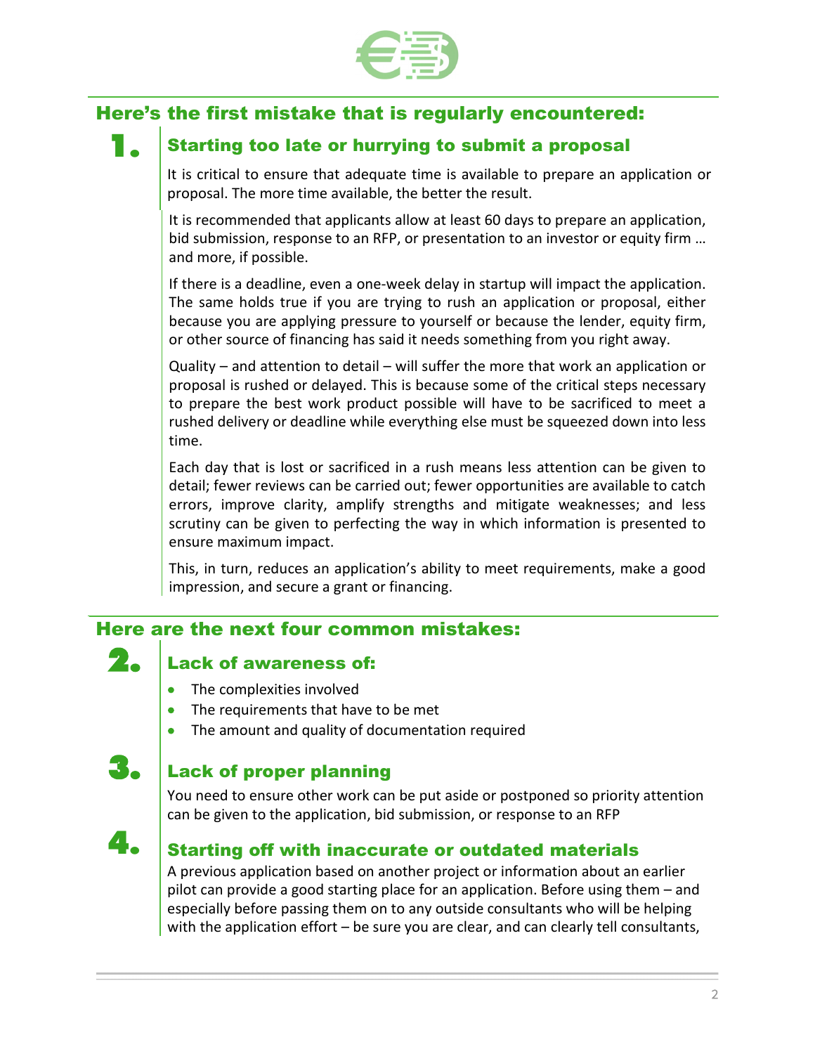## Here's the first mistake that is regularly encountered:

### 1. Starting too late or hurrying to submit a proposal

It is critical to ensure that adequate time is available to prepare an application or proposal. The more time available, the better the result.

It is recommended that applicants allow at least 60 days to prepare an application, bid submission, response to an RFP, or presentation to an investor or equity firm … and more, if possible.

If there is a deadline, even a one-week delay in startup will impact the application. The same holds true if you are trying to rush an application or proposal, either because you are applying pressure to yourself or because the lender, equity firm, or other source of financing has said it needs something from you right away.

Quality – and attention to detail – will suffer the more that work an application or proposal is rushed or delayed. This is because some of the critical steps necessary to prepare the best work product possible will have to be sacrificed to meet a rushed delivery or deadline while everything else must be squeezed down into less time.

Each day that is lost or sacrificed in a rush means less attention can be given to detail; fewer reviews can be carried out; fewer opportunities are available to catch errors, improve clarity, amplify strengths and mitigate weaknesses; and less scrutiny can be given to perfecting the way in which information is presented to ensure maximum impact.

This, in turn, reduces an application's ability to meet requirements, make a good impression, and secure a grant or financing.

## Here are the next four common mistakes:

### 2. Lack of awareness of:

- The complexities involved
- The requirements that have to be met
- The amount and quality of documentation required

### 3. Lack of proper planning

You need to ensure other work can be put aside or postponed so priority attention can be given to the application, bid submission, or response to an RFP

### 4. Starting off with inaccurate or outdated materials

A previous application based on another project or information about an earlier pilot can provide a good starting place for an application. Before using them – and especially before passing them on to any outside consultants who will be helping with the application effort – be sure you are clear, and can clearly tell consultants,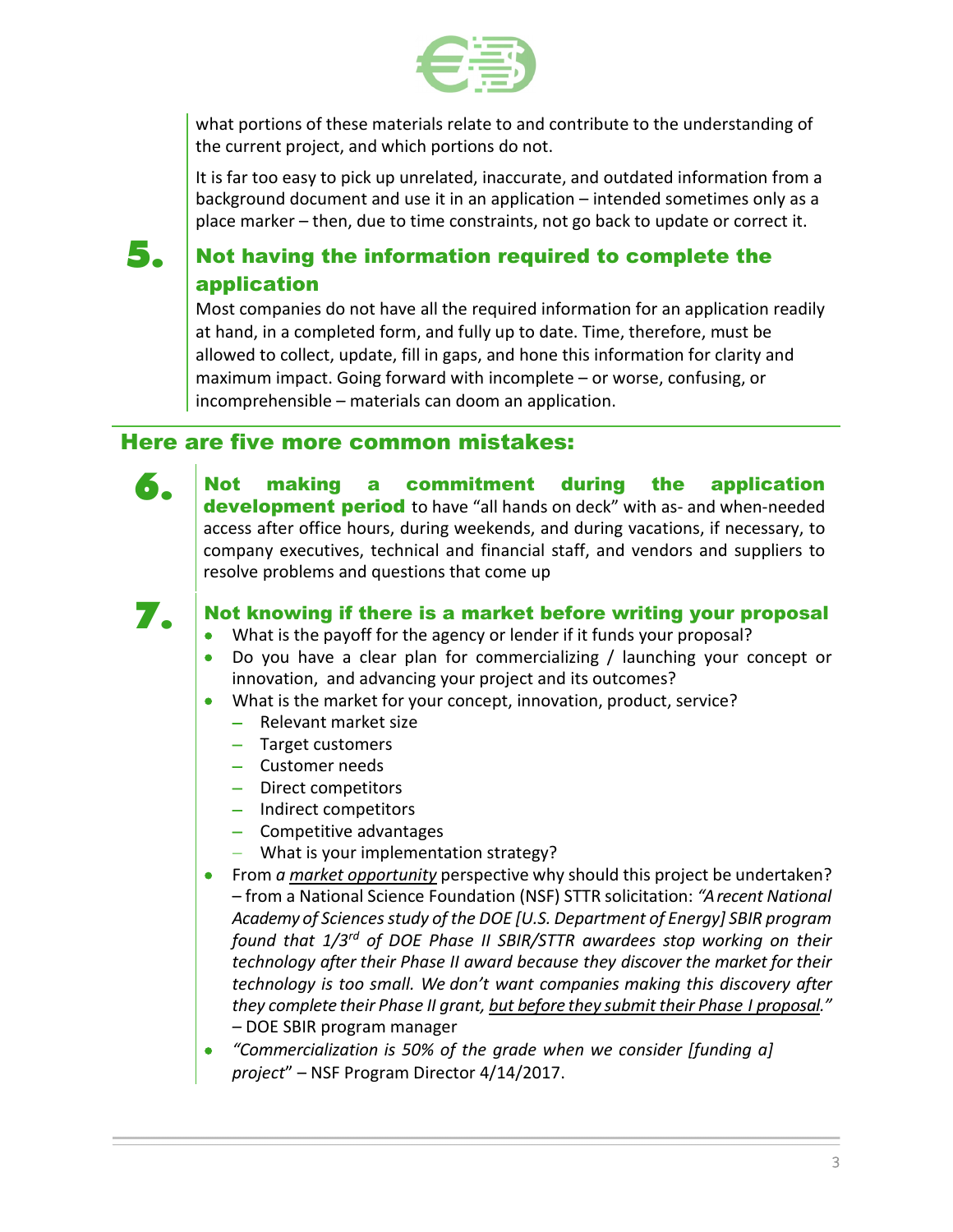what portions of these materials relate to and contribute to the understanding of the current project, and which portions do not.

It is far too easy to pick up unrelated, inaccurate, and outdated information from a background document and use it in an application – intended sometimes only as a place marker – then, due to time constraints, not go back to update or correct it.

### 5. Not having the information required to complete the application

Most companies do not have all the required information for an application readily at hand, in a completed form, and fully up to date. Time, therefore, must be allowed to collect, update, fill in gaps, and hone this information for clarity and maximum impact. Going forward with incomplete – or worse, confusing, or incomprehensible – materials can doom an application.

## Here are five more common mistakes:

### 6.

**Not making a commitment during the application development period** to have "all hands on deck" with as- and when-needed access after office hours, during weekends, and during vacations, if necessary, to company executives, technical and financial staff, and vendors and suppliers to resolve problems and questions that come up

### 7. Not knowing if there is a market before writing your proposal

- What is the payoff for the agency or lender if it funds your proposal?
- Do you have a clear plan for commercializing / launching your concept or innovation, and advancing your project and its outcomes?
- What is the market for your concept, innovation, product, service?
  - Relevant market size
  - Target customers
  - Customer needs
  - Direct competitors
  - Indirect competitors
  - Competitive advantages
  - What is your implementation strategy?
- From *a market opportunity* perspective why should this project be undertaken? – from a National Science Foundation (NSF) STTR solicitation: *"A recent National Academy of Sciences study of the DOE [U.S. Department of Energy] SBIR program found that 1/3rd of DOE Phase II SBIR/STTR awardees stop working on their technology after their Phase II award because they discover the market for their technology is too small. We don't want companies making this discovery after they complete their Phase II grant, but before they submit their Phase I proposal."* – DOE SBIR program manager
- *"Commercialization is 50% of the grade when we consider [funding a] project"* – NSF Program Director 4/14/2017.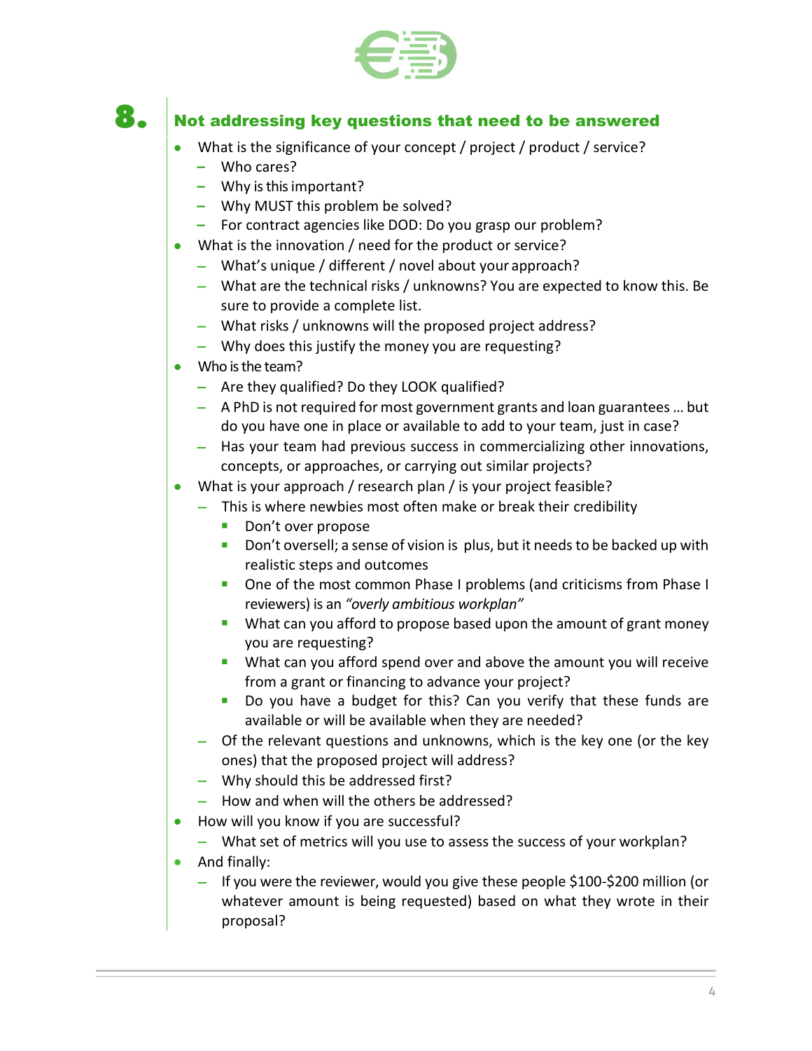## 8. Not addressing key questions that need to be answered

- What is the significance of your concept / project / product / service?
  - Who cares?
  - Why is this important?
  - Why MUST this problem be solved?
  - For contract agencies like DOD: Do you grasp our problem?
- What is the innovation / need for the product or service?
  - What's unique / different / novel about your approach?
  - What are the technical risks / unknowns? You are expected to know this. Be sure to provide a complete list.
  - What risks / unknowns will the proposed project address?
  - Why does this justify the money you are requesting?
- Who is the team?
  - Are they qualified? Do they LOOK qualified?
  - A PhD is not required for most government grants and loan guarantees … but do you have one in place or available to add to your team, just in case?
  - Has your team had previous success in commercializing other innovations, concepts, or approaches, or carrying out similar projects?
- What is your approach / research plan / is your project feasible?
  - This is where newbies most often make or break their credibility
    - Don't over propose
    - Don't oversell; a sense of vision is plus, but it needs to be backed up with realistic steps and outcomes
    - One of the most common Phase I problems (and criticisms from Phase I reviewers) is an *"overly ambitious workplan"*
    - What can you afford to propose based upon the amount of grant money you are requesting?
    - What can you afford spend over and above the amount you will receive from a grant or financing to advance your project?
    - Do you have a budget for this? Can you verify that these funds are available or will be available when they are needed?
  - Of the relevant questions and unknowns, which is the key one (or the key ones) that the proposed project will address?
  - Why should this be addressed first?
  - How and when will the others be addressed?
- How will you know if you are successful?
  - What set of metrics will you use to assess the success of your workplan?
- And finally:
  - If you were the reviewer, would you give these people $100-$200 million (or whatever amount is being requested) based on what they wrote in their proposal?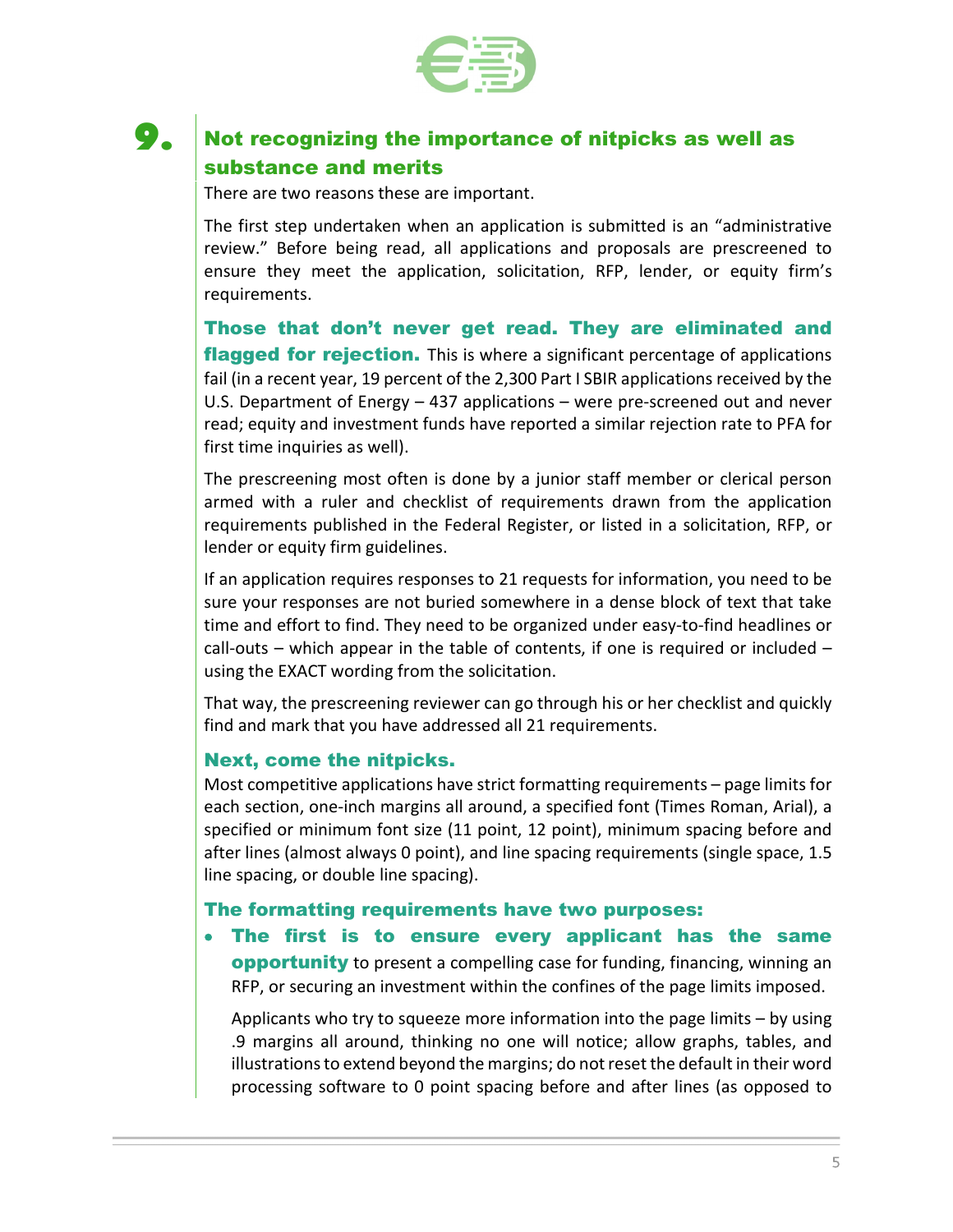## 9. Not recognizing the importance of nitpicks as well as substance and merits

There are two reasons these are important.

The first step undertaken when an application is submitted is an "administrative review." Before being read, all applications and proposals are prescreened to ensure they meet the application, solicitation, RFP, lender, or equity firm's requirements.

**Those that don't never get read. They are eliminated and flagged for rejection.** This is where a significant percentage of applications fail (in a recent year, 19 percent of the 2,300 Part I SBIR applications received by the U.S. Department of Energy – 437 applications – were pre-screened out and never read; equity and investment funds have reported a similar rejection rate to PFA for first time inquiries as well).

The prescreening most often is done by a junior staff member or clerical person armed with a ruler and checklist of requirements drawn from the application requirements published in the Federal Register, or listed in a solicitation, RFP, or lender or equity firm guidelines.

If an application requires responses to 21 requests for information, you need to be sure your responses are not buried somewhere in a dense block of text that take time and effort to find. They need to be organized under easy-to-find headlines or call-outs – which appear in the table of contents, if one is required or included – using the EXACT wording from the solicitation.

That way, the prescreening reviewer can go through his or her checklist and quickly find and mark that you have addressed all 21 requirements.

### Next, come the nitpicks.

Most competitive applications have strict formatting requirements – page limits for each section, one-inch margins all around, a specified font (Times Roman, Arial), a specified or minimum font size (11 point, 12 point), minimum spacing before and after lines (almost always 0 point), and line spacing requirements (single space, 1.5 line spacing, or double line spacing).

### The formatting requirements have two purposes:

- **The first is to ensure every applicant has the same opportunity** to present a compelling case for funding, financing, winning an RFP, or securing an investment within the confines of the page limits imposed.

  Applicants who try to squeeze more information into the page limits – by using .9 margins all around, thinking no one will notice; allow graphs, tables, and illustrations to extend beyond the margins; do not reset the default in their word processing software to 0 point spacing before and after lines (as opposed to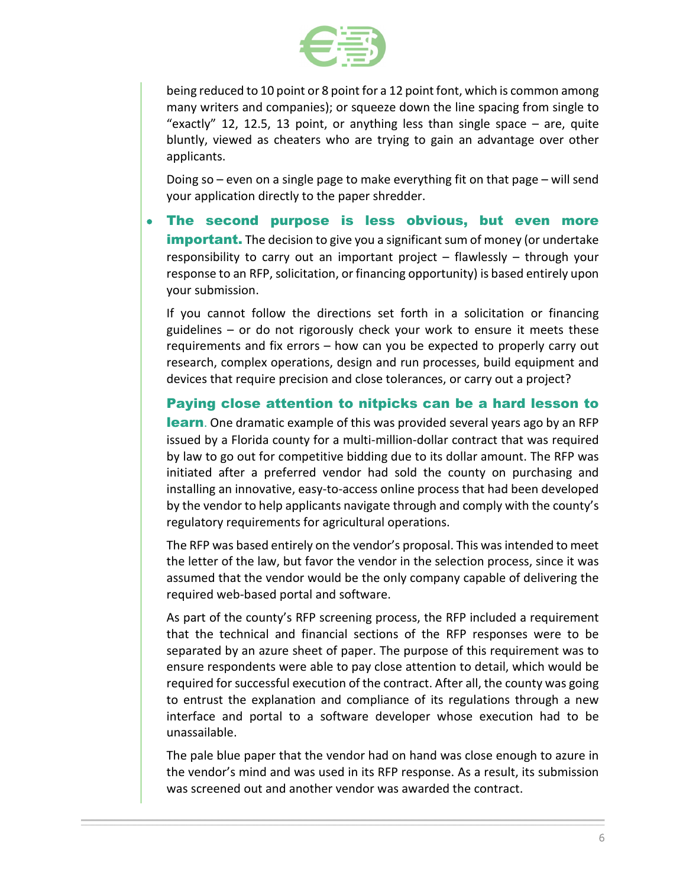being reduced to 10 point or 8 point for a 12 point font, which is common among many writers and companies); or squeeze down the line spacing from single to "exactly" 12, 12.5, 13 point, or anything less than single space – are, quite bluntly, viewed as cheaters who are trying to gain an advantage over other applicants.

Doing so – even on a single page to make everything fit on that page – will send your application directly to the paper shredder.

- **The second purpose is less obvious, but even more important.** The decision to give you a significant sum of money (or undertake responsibility to carry out an important project – flawlessly – through your response to an RFP, solicitation, or financing opportunity) is based entirely upon your submission.

  If you cannot follow the directions set forth in a solicitation or financing guidelines – or do not rigorously check your work to ensure it meets these requirements and fix errors – how can you be expected to properly carry out research, complex operations, design and run processes, build equipment and devices that require precision and close tolerances, or carry out a project?

**Paying close attention to nitpicks can be a hard lesson to learn**. One dramatic example of this was provided several years ago by an RFP issued by a Florida county for a multi-million-dollar contract that was required by law to go out for competitive bidding due to its dollar amount. The RFP was initiated after a preferred vendor had sold the county on purchasing and installing an innovative, easy-to-access online process that had been developed by the vendor to help applicants navigate through and comply with the county's regulatory requirements for agricultural operations.

The RFP was based entirely on the vendor's proposal. This was intended to meet the letter of the law, but favor the vendor in the selection process, since it was assumed that the vendor would be the only company capable of delivering the required web-based portal and software.

As part of the county's RFP screening process, the RFP included a requirement that the technical and financial sections of the RFP responses were to be separated by an azure sheet of paper. The purpose of this requirement was to ensure respondents were able to pay close attention to detail, which would be required for successful execution of the contract. After all, the county was going to entrust the explanation and compliance of its regulations through a new interface and portal to a software developer whose execution had to be unassailable.

The pale blue paper that the vendor had on hand was close enough to azure in the vendor's mind and was used in its RFP response. As a result, its submission was screened out and another vendor was awarded the contract.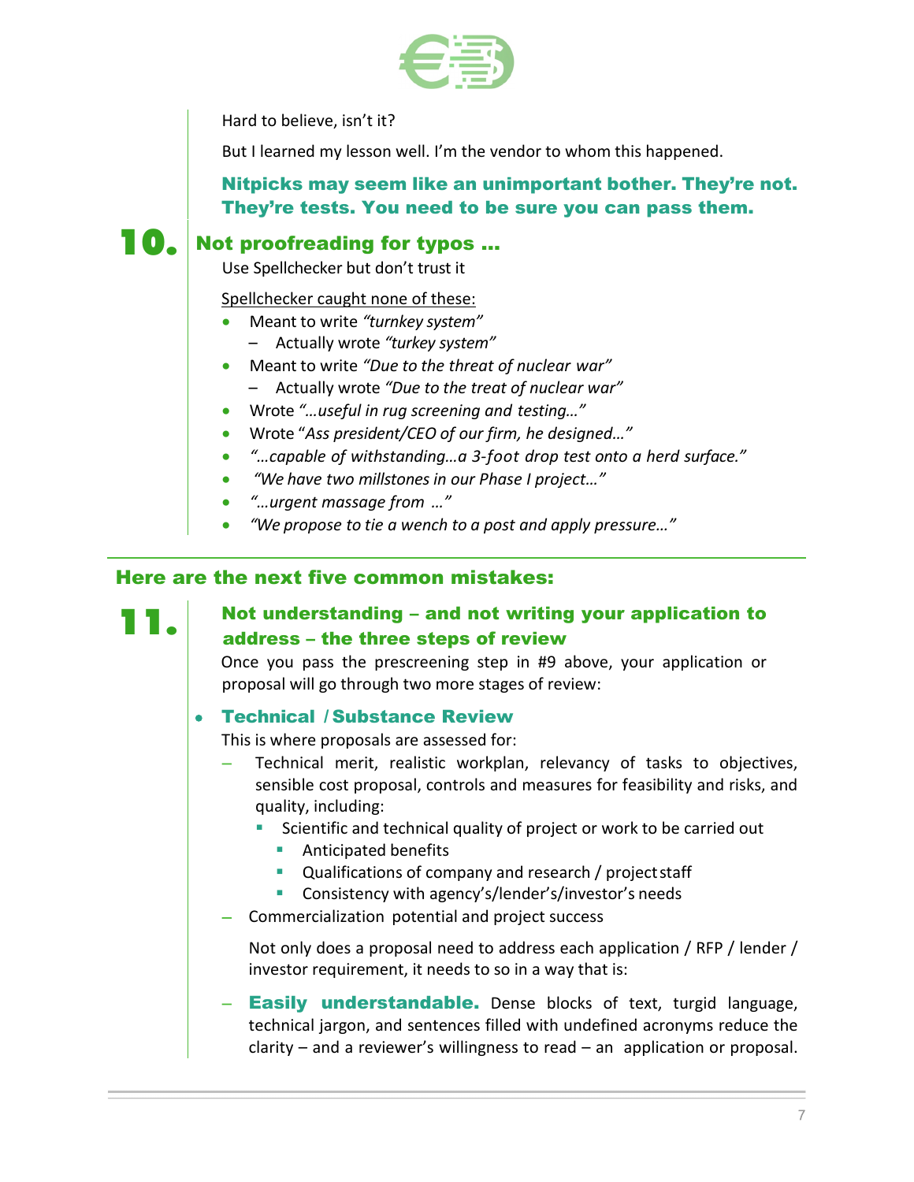Hard to believe, isn't it?

But I learned my lesson well. I'm the vendor to whom this happened.

**Nitpicks may seem like an unimportant bother. They're not. They're tests. You need to be sure you can pass them.**

## 10. Not proofreading for typos ...

Use Spellchecker but don't trust it

<u>Spellchecker caught none of these:</u>

- Meant to write *"turnkey system"*
  - Actually wrote *"turkey system"*
- Meant to write *"Due to the threat of nuclear war"*
  - Actually wrote *"Due to the treat of nuclear war"*
- Wrote *"…useful in rug screening and testing…"*
- Wrote "*Ass president/CEO of our firm, he designed…"*
- *"…capable of withstanding…a 3-foot drop test onto a herd surface."*
- *"We have two millstones in our Phase I project…"*
- *"…urgent massage from …"*
- *"We propose to tie a wench to a post and apply pressure…"*

---

## Here are the next five common mistakes:

## 11. Not understanding – and not writing your application to address – the three steps of review

Once you pass the prescreening step in #9 above, your application or proposal will go through two more stages of review:

- **Technical / Substance Review**

  This is where proposals are assessed for:

  - Technical merit, realistic workplan, relevancy of tasks to objectives, sensible cost proposal, controls and measures for feasibility and risks, and quality, including:
    - Scientific and technical quality of project or work to be carried out
      - Anticipated benefits
      - Qualifications of company and research / project staff
      - Consistency with agency's/lender's/investor's needs
  - Commercialization potential and project success

  Not only does a proposal need to address each application / RFP / lender / investor requirement, it needs to so in a way that is:

  - **Easily understandable.** Dense blocks of text, turgid language, technical jargon, and sentences filled with undefined acronyms reduce the clarity – and a reviewer's willingness to read – an application or proposal.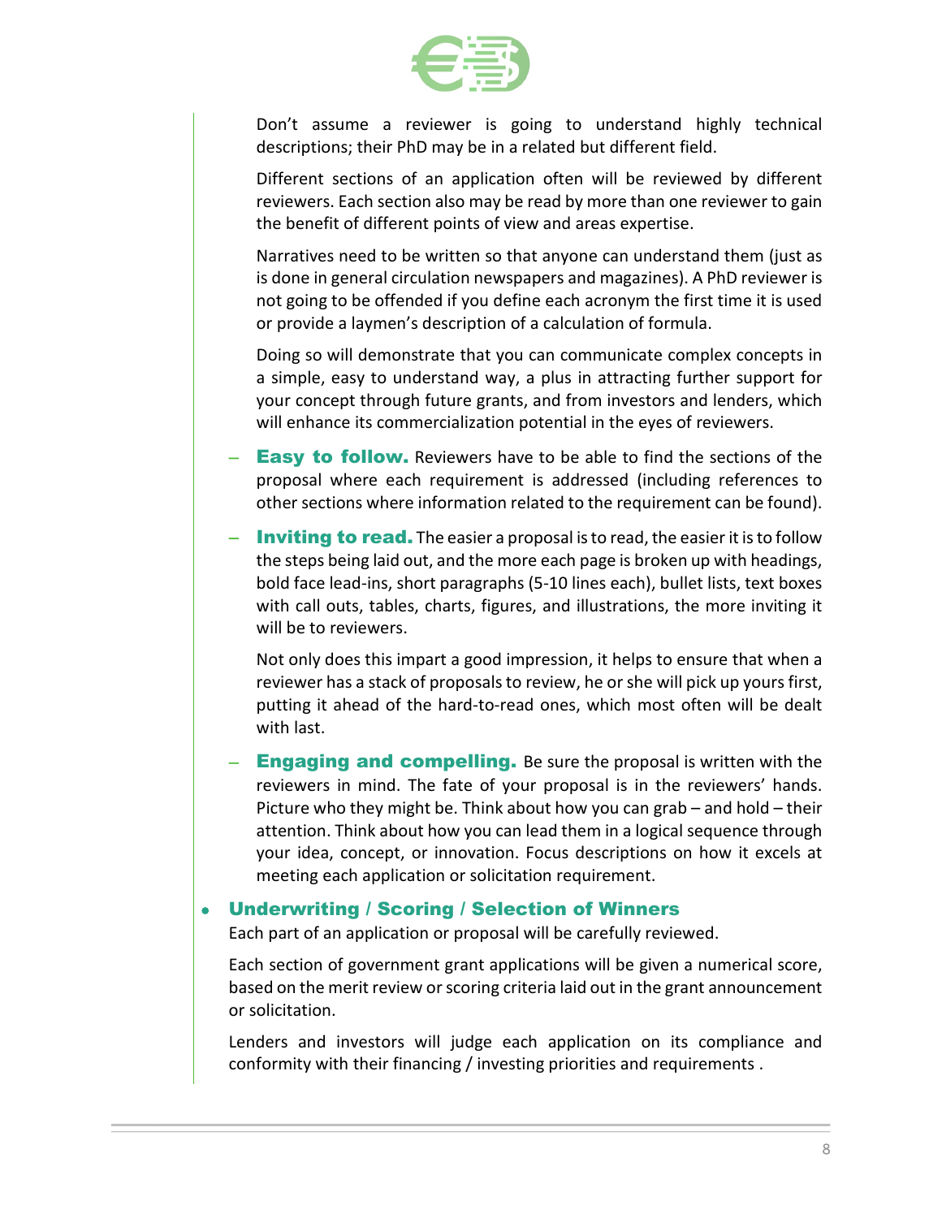Don't assume a reviewer is going to understand highly technical descriptions; their PhD may be in a related but different field.

Different sections of an application often will be reviewed by different reviewers. Each section also may be read by more than one reviewer to gain the benefit of different points of view and areas expertise.

Narratives need to be written so that anyone can understand them (just as is done in general circulation newspapers and magazines). A PhD reviewer is not going to be offended if you define each acronym the first time it is used or provide a laymen's description of a calculation of formula.

Doing so will demonstrate that you can communicate complex concepts in a simple, easy to understand way, a plus in attracting further support for your concept through future grants, and from investors and lenders, which will enhance its commercialization potential in the eyes of reviewers.

- **Easy to follow.** Reviewers have to be able to find the sections of the proposal where each requirement is addressed (including references to other sections where information related to the requirement can be found).

- **Inviting to read.** The easier a proposal is to read, the easier it is to follow the steps being laid out, and the more each page is broken up with headings, bold face lead-ins, short paragraphs (5-10 lines each), bullet lists, text boxes with call outs, tables, charts, figures, and illustrations, the more inviting it will be to reviewers.

  Not only does this impart a good impression, it helps to ensure that when a reviewer has a stack of proposals to review, he or she will pick up yours first, putting it ahead of the hard-to-read ones, which most often will be dealt with last.

- **Engaging and compelling.** Be sure the proposal is written with the reviewers in mind. The fate of your proposal is in the reviewers' hands. Picture who they might be. Think about how you can grab – and hold – their attention. Think about how you can lead them in a logical sequence through your idea, concept, or innovation. Focus descriptions on how it excels at meeting each application or solicitation requirement.

- **Underwriting / Scoring / Selection of Winners**

  Each part of an application or proposal will be carefully reviewed.

  Each section of government grant applications will be given a numerical score, based on the merit review or scoring criteria laid out in the grant announcement or solicitation.

  Lenders and investors will judge each application on its compliance and conformity with their financing / investing priorities and requirements .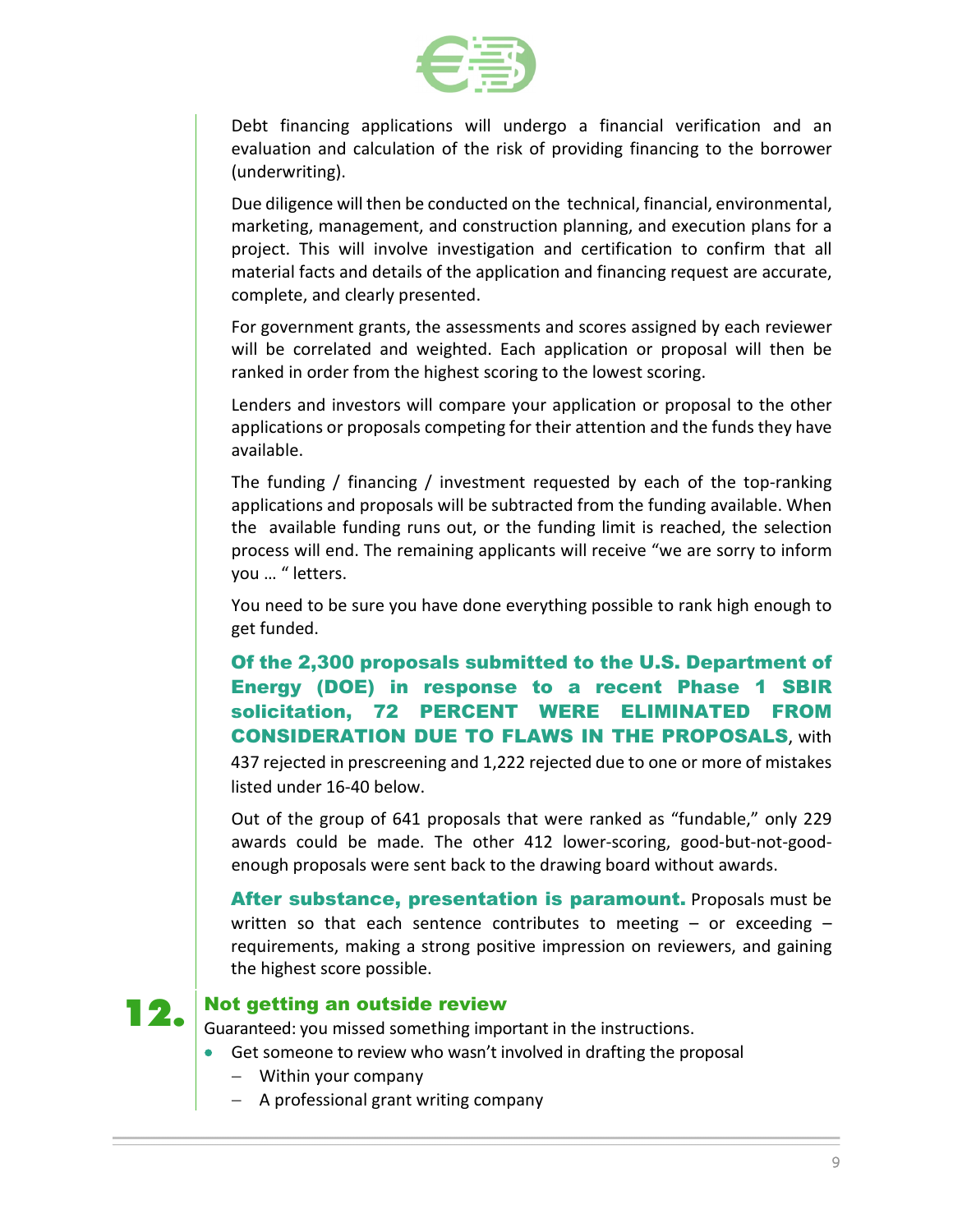Debt financing applications will undergo a financial verification and an evaluation and calculation of the risk of providing financing to the borrower (underwriting).

Due diligence will then be conducted on the technical, financial, environmental, marketing, management, and construction planning, and execution plans for a project. This will involve investigation and certification to confirm that all material facts and details of the application and financing request are accurate, complete, and clearly presented.

For government grants, the assessments and scores assigned by each reviewer will be correlated and weighted. Each application or proposal will then be ranked in order from the highest scoring to the lowest scoring.

Lenders and investors will compare your application or proposal to the other applications or proposals competing for their attention and the funds they have available.

The funding / financing / investment requested by each of the top-ranking applications and proposals will be subtracted from the funding available. When the available funding runs out, or the funding limit is reached, the selection process will end. The remaining applicants will receive “we are sorry to inform you … ” letters.

You need to be sure you have done everything possible to rank high enough to get funded.

**Of the 2,300 proposals submitted to the U.S. Department of Energy (DOE) in response to a recent Phase 1 SBIR solicitation, 72 PERCENT WERE ELIMINATED FROM CONSIDERATION DUE TO FLAWS IN THE PROPOSALS**, with 437 rejected in prescreening and 1,222 rejected due to one or more of mistakes listed under 16-40 below.

Out of the group of 641 proposals that were ranked as “fundable,” only 229 awards could be made. The other 412 lower-scoring, good-but-not-good-enough proposals were sent back to the drawing board without awards.

**After substance, presentation is paramount.** Proposals must be written so that each sentence contributes to meeting – or exceeding – requirements, making a strong positive impression on reviewers, and gaining the highest score possible.

## 12. Not getting an outside review

Guaranteed: you missed something important in the instructions.

- Get someone to review who wasn’t involved in drafting the proposal
  - Within your company
  - A professional grant writing company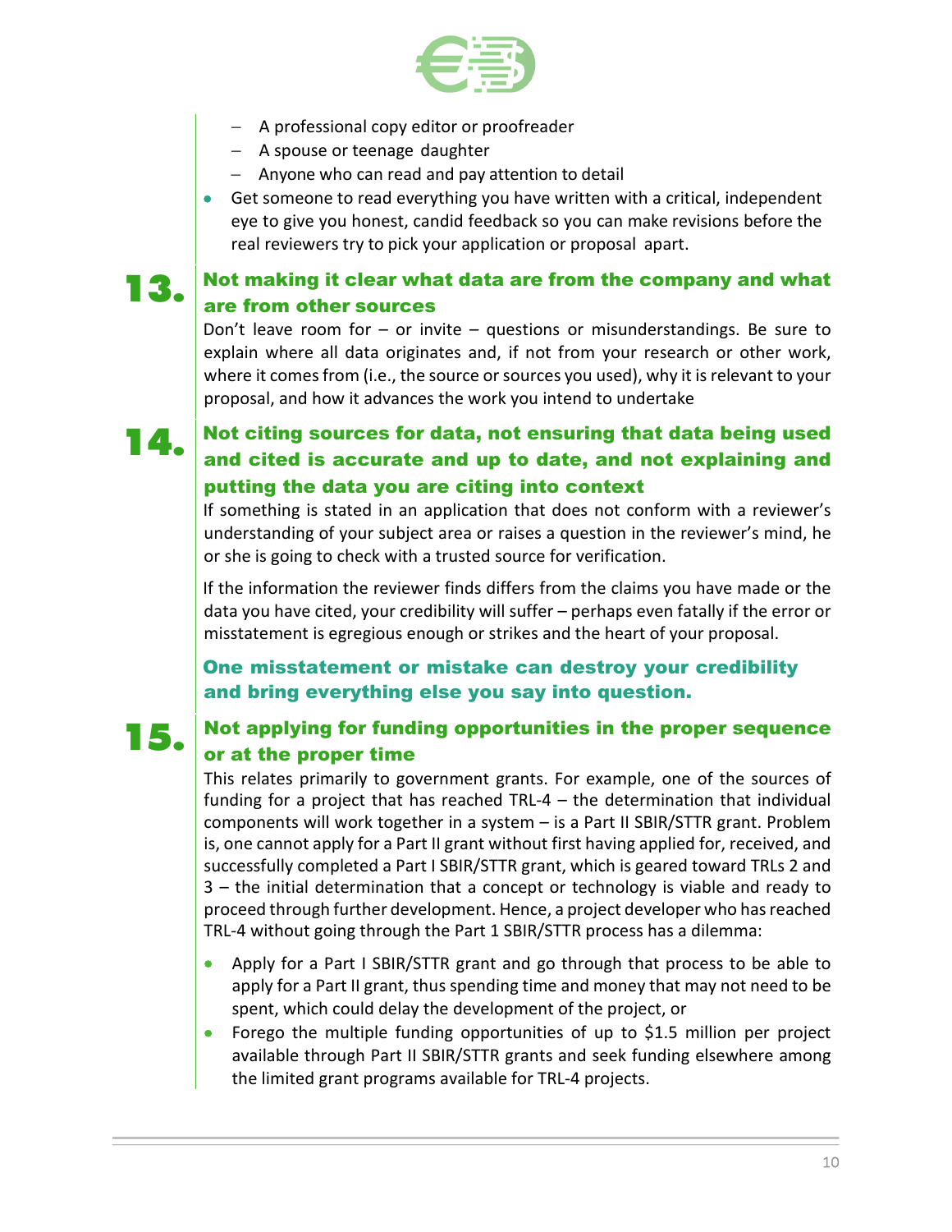- A professional copy editor or proofreader
  - A spouse or teenage daughter
  - Anyone who can read and pay attention to detail
- Get someone to read everything you have written with a critical, independent eye to give you honest, candid feedback so you can make revisions before the real reviewers try to pick your application or proposal apart.

## 13. Not making it clear what data are from the company and what are from other sources

Don't leave room for – or invite – questions or misunderstandings. Be sure to explain where all data originates and, if not from your research or other work, where it comes from (i.e., the source or sources you used), why it is relevant to your proposal, and how it advances the work you intend to undertake

## 14. Not citing sources for data, not ensuring that data being used and cited is accurate and up to date, and not explaining and putting the data you are citing into context

If something is stated in an application that does not conform with a reviewer's understanding of your subject area or raises a question in the reviewer's mind, he or she is going to check with a trusted source for verification.

If the information the reviewer finds differs from the claims you have made or the data you have cited, your credibility will suffer – perhaps even fatally if the error or misstatement is egregious enough or strikes and the heart of your proposal.

**One misstatement or mistake can destroy your credibility and bring everything else you say into question.**

## 15. Not applying for funding opportunities in the proper sequence or at the proper time

This relates primarily to government grants. For example, one of the sources of funding for a project that has reached TRL-4 – the determination that individual components will work together in a system – is a Part II SBIR/STTR grant. Problem is, one cannot apply for a Part II grant without first having applied for, received, and successfully completed a Part I SBIR/STTR grant, which is geared toward TRLs 2 and 3 – the initial determination that a concept or technology is viable and ready to proceed through further development. Hence, a project developer who has reached TRL-4 without going through the Part 1 SBIR/STTR process has a dilemma:

- Apply for a Part I SBIR/STTR grant and go through that process to be able to apply for a Part II grant, thus spending time and money that may not need to be spent, which could delay the development of the project, or
- Forego the multiple funding opportunities of up to $1.5 million per project available through Part II SBIR/STTR grants and seek funding elsewhere among the limited grant programs available for TRL-4 projects.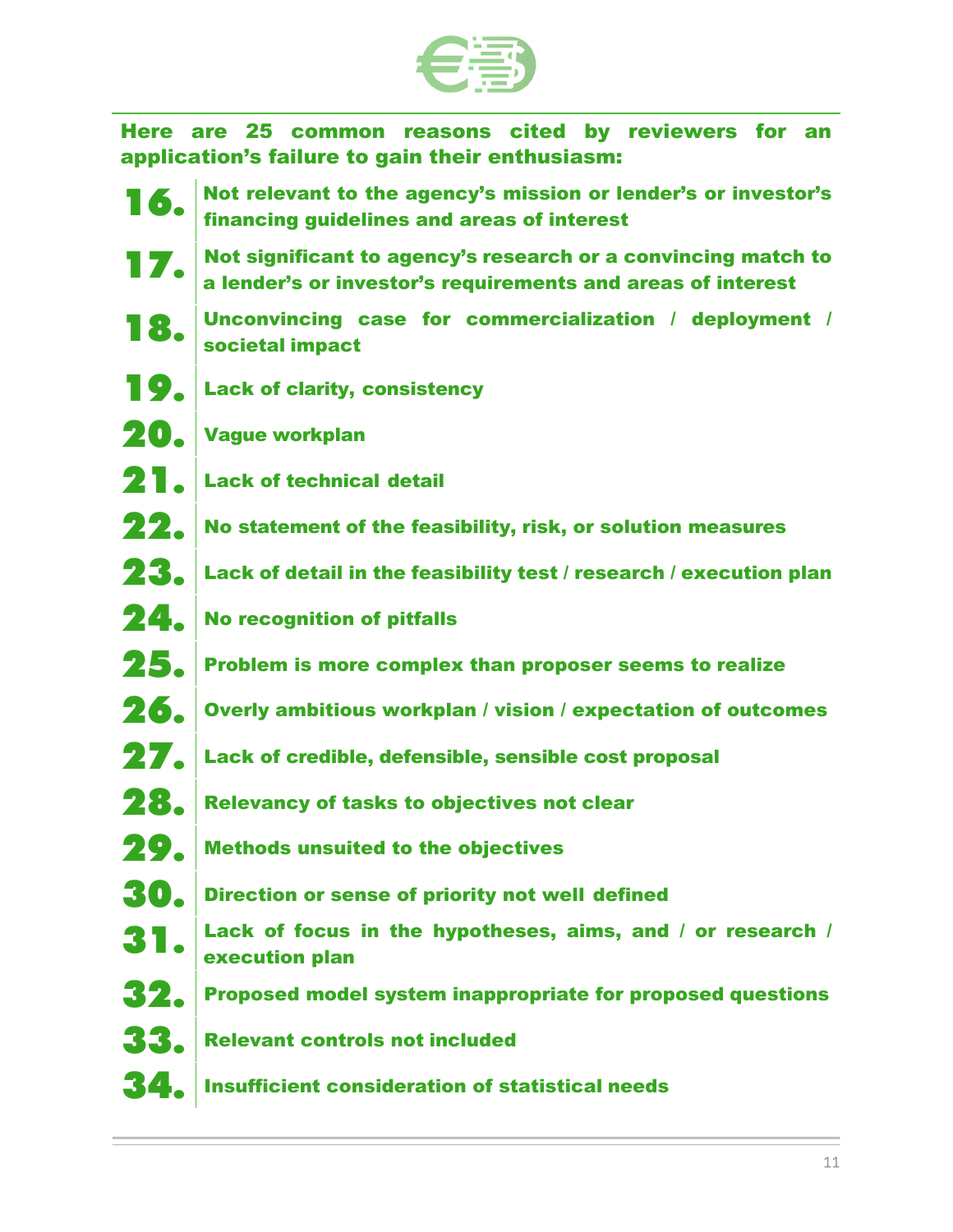**Here are 25 common reasons cited by reviewers for an application's failure to gain their enthusiasm:**

16. **Not relevant to the agency's mission or lender's or investor's financing guidelines and areas of interest**
17. **Not significant to agency's research or a convincing match to a lender's or investor's requirements and areas of interest**
18. **Unconvincing case for commercialization / deployment / societal impact**
19. **Lack of clarity, consistency**
20. **Vague workplan**
21. **Lack of technical detail**
22. **No statement of the feasibility, risk, or solution measures**
23. **Lack of detail in the feasibility test / research / execution plan**
24. **No recognition of pitfalls**
25. **Problem is more complex than proposer seems to realize**
26. **Overly ambitious workplan / vision / expectation of outcomes**
27. **Lack of credible, defensible, sensible cost proposal**
28. **Relevancy of tasks to objectives not clear**
29. **Methods unsuited to the objectives**
30. **Direction or sense of priority not well defined**
31. **Lack of focus in the hypotheses, aims, and / or research / execution plan**
32. **Proposed model system inappropriate for proposed questions**
33. **Relevant controls not included**
34. **Insufficient consideration of statistical needs**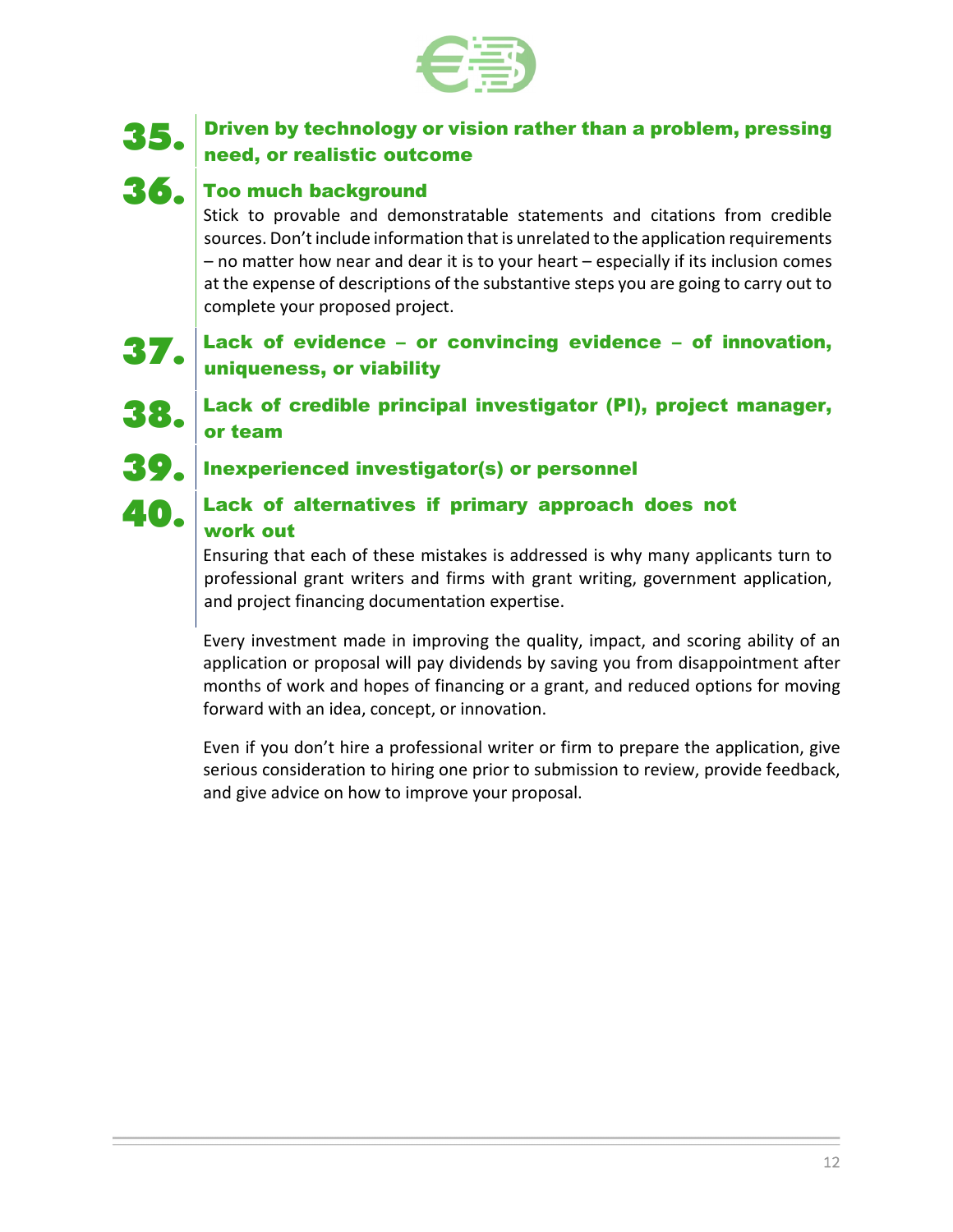## 35. Driven by technology or vision rather than a problem, pressing need, or realistic outcome

## 36. Too much background

Stick to provable and demonstratable statements and citations from credible sources. Don't include information that is unrelated to the application requirements – no matter how near and dear it is to your heart – especially if its inclusion comes at the expense of descriptions of the substantive steps you are going to carry out to complete your proposed project.

## 37. Lack of evidence – or convincing evidence – of innovation, uniqueness, or viability

## 38. Lack of credible principal investigator (PI), project manager, or team

## 39. Inexperienced investigator(s) or personnel

## 40. Lack of alternatives if primary approach does not work out

Ensuring that each of these mistakes is addressed is why many applicants turn to professional grant writers and firms with grant writing, government application, and project financing documentation expertise.

Every investment made in improving the quality, impact, and scoring ability of an application or proposal will pay dividends by saving you from disappointment after months of work and hopes of financing or a grant, and reduced options for moving forward with an idea, concept, or innovation.

Even if you don't hire a professional writer or firm to prepare the application, give serious consideration to hiring one prior to submission to review, provide feedback, and give advice on how to improve your proposal.